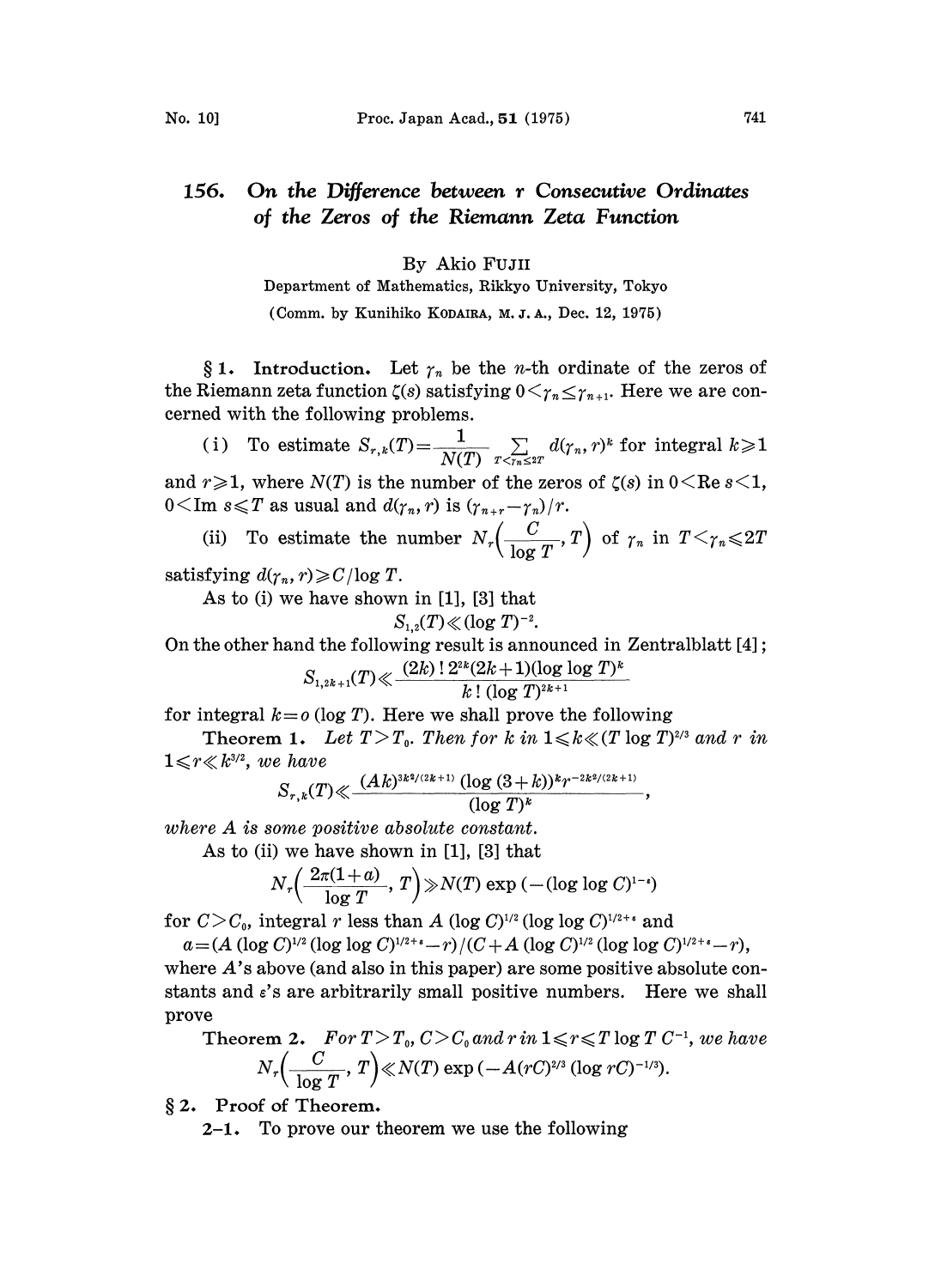# 156. On the Difference between r Consecutive Ordinates of the Zeros of the Riemann Zeta Function

By Akio FUJII

Department of Mathematics, Rikkyo University, Tokyo

(Comm. by Kunihiko KODAIRA, M. J. A., Dec. 12, 1975)

**§1. Introduction.** Let $\gamma_n$ be the $n$-th ordinate of the zeros of the Riemann zeta function $\zeta(s)$ satisfying $0<\gamma_n\leq\gamma_{n+1}$. Here we are concerned with the following problems.

(i) To estimate $S_{r,k}(T)=\frac{1}{N(T)}\sum_{T<\gamma_n\leq 2T} d(\gamma_n, r)^k$ for integral $k\geqslant 1$ and $r\geqslant 1$, where $N(T)$ is the number of the zeros of $\zeta(s)$ in $0<\mathrm{Re}\, s<1$, $0<\mathrm{Im}\, s\leqslant T$ as usual and $d(\gamma_n, r)$ is $(\gamma_{n+r}-\gamma_n)/r$.

(ii) To estimate the number $N_r\left(\frac{C}{\log T}, T\right)$ of $\gamma_n$ in $T<\gamma_n\leqslant 2T$ satisfying $d(\gamma_n, r)\geqslant C/\log T$.

As to (i) we have shown in [1], [3] that

$$S_{1,2}(T)\ll(\log T)^{-2}.$$

On the other hand the following result is announced in Zentralblatt [4];

$$S_{1,2k+1}(T)\ll\frac{(2k)!\,2^{2k}(2k+1)(\log\log T)^k}{k!\,(\log T)^{2k+1}}$$

for integral $k=o(\log T)$. Here we shall prove the following

**Theorem 1.** *Let $T>T_0$. Then for $k$ in $1\leqslant k\ll(T\log T)^{2/3}$ and $r$ in $1\leqslant r\ll k^{3/2}$, we have*

$$S_{r,k}(T)\ll\frac{(Ak)^{3k^2/(2k+1)}(\log(3+k))^k r^{-2k^2/(2k+1)}}{(\log T)^k},$$

*where $A$ is some positive absolute constant.*

As to (ii) we have shown in [1], [3] that

$$N_r\left(\frac{2\pi(1+a)}{\log T}, T\right)\gg N(T)\exp\left(-(\log\log C)^{1-\varepsilon}\right)$$

for $C>C_0$, integral $r$ less than $A(\log C)^{1/2}(\log\log C)^{1/2+\varepsilon}$ and

$a=(A(\log C)^{1/2}(\log\log C)^{1/2+\varepsilon}-r)/(C+A(\log C)^{1/2}(\log\log C)^{1/2+\varepsilon}-r)$,

where $A$'s above (and also in this paper) are some positive absolute constants and $\varepsilon$'s are arbitrarily small positive numbers. Here we shall prove

**Theorem 2.** *For $T>T_0$, $C>C_0$ and $r$ in $1\leqslant r\leqslant T\log T\,C^{-1}$, we have*

$$N_r\left(\frac{C}{\log T}, T\right)\ll N(T)\exp\left(-A(rC)^{2/3}(\log rC)^{-1/3}\right).$$

**§2. Proof of Theorem.**

**2–1.** To prove our theorem we use the following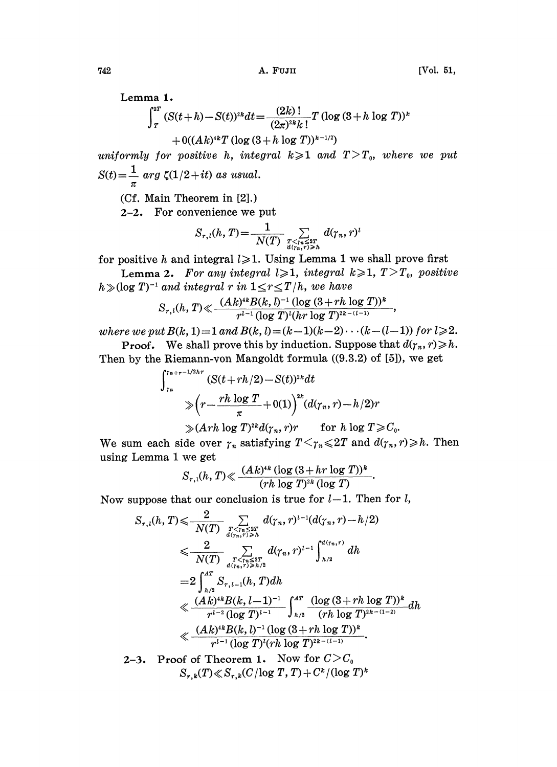**Lemma 1.**

$$\int_T^{2T} (S(t+h)-S(t))^{2k}dt = \frac{(2k)!}{(2\pi)^{2k}k!}T(\log(3+h\log T))^k + O((Ak)^{4k}T(\log(3+h\log T))^{k-1/2})$$

*uniformly for positive* $h$, *integral* $k \geqslant 1$ *and* $T > T_0$, *where we put* $S(t) = \frac{1}{\pi} \arg \zeta(1/2+it)$ *as usual.*

(Cf. Main Theorem in [2].)

**2–2.** For convenience we put

$$S_{r,l}(h,T) = \frac{1}{N(T)} \sum_{\substack{T<\gamma_n \leq 2T \\ d(\gamma_n, r) \geqslant h}} d(\gamma_n, r)^l$$

for positive $h$ and integral $l \geqslant 1$. Using Lemma 1 we shall prove first

**Lemma 2.** *For any integral* $l \geqslant 1$, *integral* $k \geqslant 1$, $T > T_0$, *positive* $h \gg (\log T)^{-1}$ *and integral* $r$ *in* $1 \leq r \leq T/h$, *we have*

$$S_{r,l}(h,T) \ll \frac{(Ak)^{4k}B(k,l)^{-1}(\log(3+rh\log T))^k}{r^{l-1}(\log T)^l(hr\log T)^{2k-(l-1)}},$$

*where we put* $B(k,1)=1$ *and* $B(k,l)=(k-1)(k-2)\cdots(k-(l-1))$ *for* $l \geqslant 2$.

**Proof.** We shall prove this by induction. Suppose that $d(\gamma_n, r) \geqslant h$. Then by the Riemann-von Mangoldt formula ((9.3.2) of [5]), we get

$$\begin{aligned}
\int_{\gamma_n}^{\gamma_{n+r}-1/2hr} &(S(t+rh/2)-S(t))^{2k}dt \\
&\gg \left(r - \frac{rh\log T}{\pi} + O(1)\right)^{2k}(d(\gamma_n, r) - h/2)r \\
&\gg (Arh\log T)^{2k}d(\gamma_n, r)r \qquad \text{for } h\log T \geqslant C_0.
\end{aligned}$$

We sum each side over $\gamma_n$ satisfying $T < \gamma_n \leqslant 2T$ and $d(\gamma_n, r) \geqslant h$. Then using Lemma 1 we get

$$S_{r,1}(h,T) \ll \frac{(Ak)^{4k}(\log(3+hr\log T))^k}{(rh\log T)^{2k}(\log T)}.$$

Now suppose that our conclusion is true for $l-1$. Then for $l$,

$$\begin{aligned}
S_{r,l}(h,T) &\leqslant \frac{2}{N(T)} \sum_{\substack{T<\gamma_n \leq 2T \\ d(\gamma_n, r) \geqslant h}} d(\gamma_n, r)^{l-1}(d(\gamma_n, r) - h/2) \\
&\leqslant \frac{2}{N(T)} \sum_{\substack{T<\gamma_n \leq 2T \\ d(\gamma_n, r) \geqslant h/2}} d(\gamma_n, r)^{l-1} \int_{h/2}^{d(\gamma_n, r)} dh \\
&= 2\int_{h/2}^{AT} S_{r,l-1}(h,T)dh \\
&\ll \frac{(Ak)^{4k}B(k,l-1)^{-1}}{r^{l-2}(\log T)^{l-1}} \int_{h/2}^{AT} \frac{(\log(3+rh\log T))^k}{(rh\log T)^{2k-(l-2)}}dh \\
&\ll \frac{(Ak)^{4k}B(k,l)^{-1}(\log(3+rh\log T))^k}{r^{l-1}(\log T)^l(rh\log T)^{2k-(l-1)}}.
\end{aligned}$$

**2–3. Proof of Theorem 1.** Now for $C > C_0$

$$S_{r,k}(T) \ll S_{r,k}(C/\log T, T) + C^k/(\log T)^k$$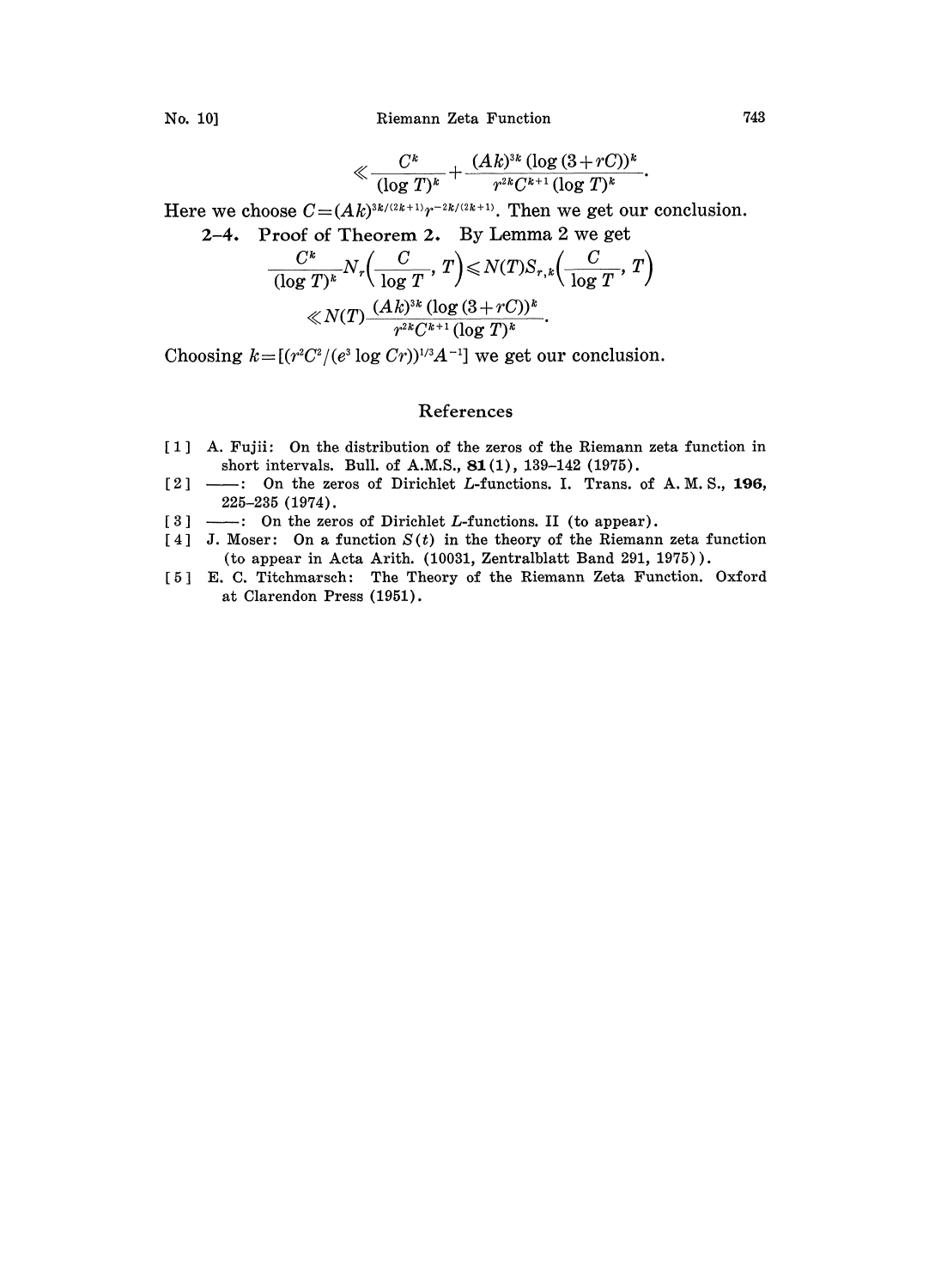$$\ll \frac{C^k}{(\log T)^k} + \frac{(Ak)^{3k}(\log(3+rC))^k}{r^{2k}C^{k+1}(\log T)^k}.$$

Here we choose $C=(Ak)^{3k/(2k+1)}r^{-2k/(2k+1)}$. Then we get our conclusion.

**2–4. Proof of Theorem 2.** By Lemma 2 we get

$$\frac{C^k}{(\log T)^k} N_r\Big(\frac{C}{\log T}, T\Big) \leqslant N(T) S_{r,k}\Big(\frac{C}{\log T}, T\Big)$$

$$\ll N(T)\frac{(Ak)^{3k}(\log(3+rC))^k}{r^{2k}C^{k+1}(\log T)^k}.$$

Choosing $k=[(r^2C^2/(e^3 \log Cr))^{1/3}A^{-1}]$ we get our conclusion.

## References

[1] A. Fujii: On the distribution of the zeros of the Riemann zeta function in short intervals. Bull. of A.M.S., **81** (1), 139–142 (1975).

[2] ——: On the zeros of Dirichlet $L$-functions. I. Trans. of A. M. S., **196**, 225–235 (1974).

[3] ——: On the zeros of Dirichlet $L$-functions. II (to appear).

[4] J. Moser: On a function $S(t)$ in the theory of the Riemann zeta function (to appear in Acta Arith. (10031, Zentralblatt Band 291, 1975)).

[5] E. C. Titchmarsch: The Theory of the Riemann Zeta Function. Oxford at Clarendon Press (1951).